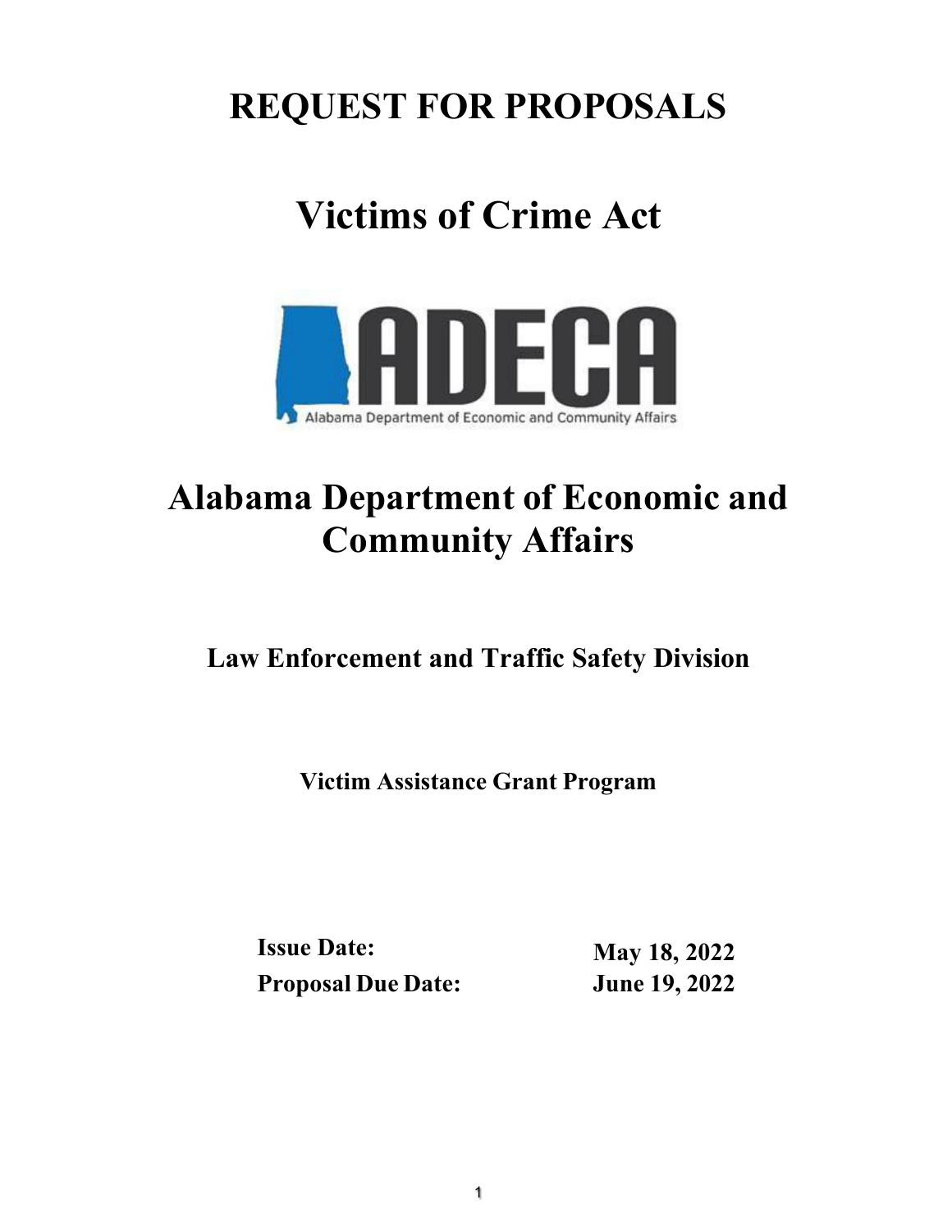# REQUEST FOR PROPOSALS

# Victims of Crime Act

ADECA

Alabama Department of Economic and Community Affairs

# Alabama Department of Economic and Community Affairs

### Law Enforcement and Traffic Safety Division

#### Victim Assistance Grant Program

| | |
|---|---|
| **Issue Date:** | **May 18, 2022** |
| **Proposal Due Date:** | **June 19, 2022** |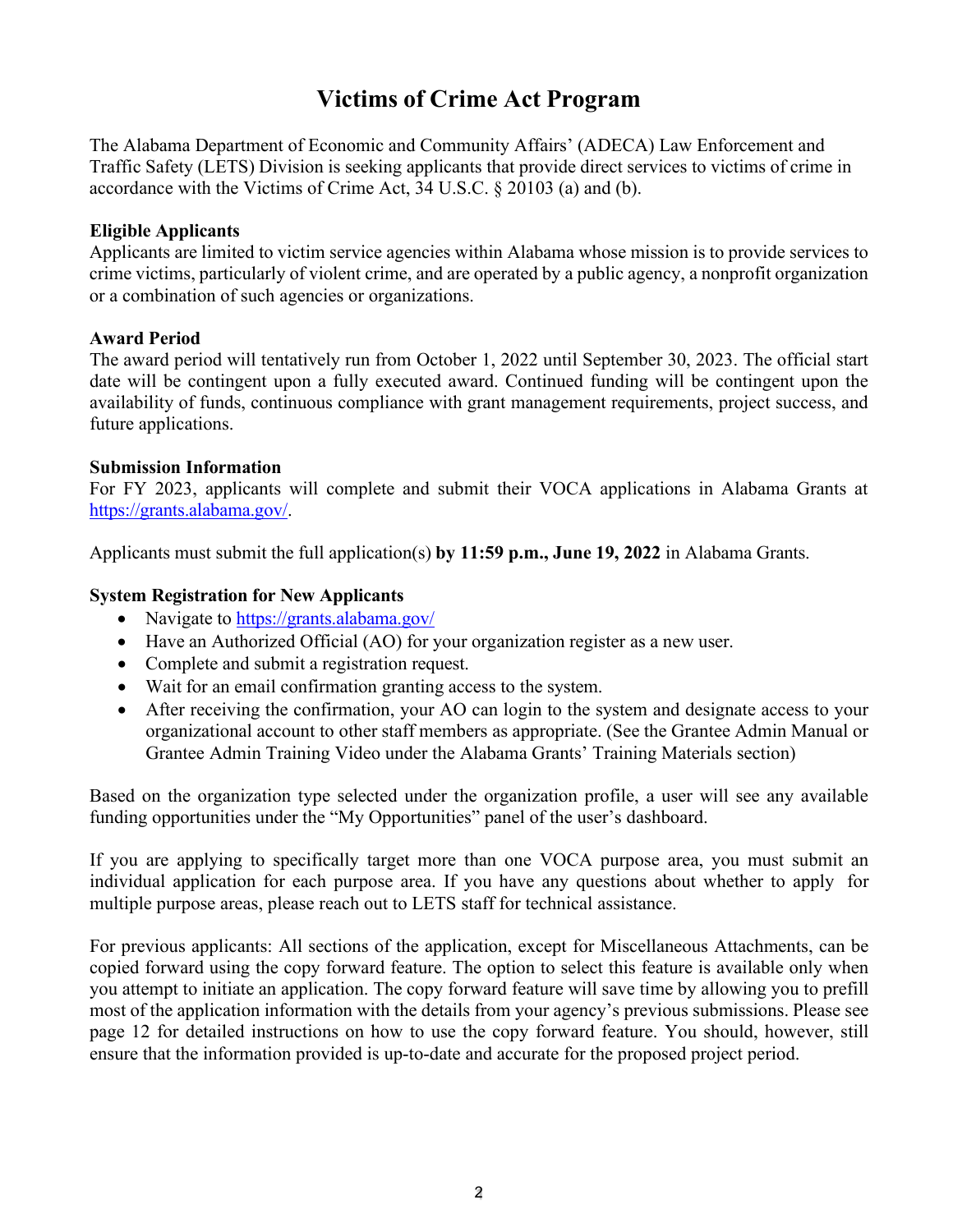# Victims of Crime Act Program

The Alabama Department of Economic and Community Affairs' (ADECA) Law Enforcement and Traffic Safety (LETS) Division is seeking applicants that provide direct services to victims of crime in accordance with the Victims of Crime Act, 34 U.S.C. § 20103 (a) and (b).

**Eligible Applicants**
Applicants are limited to victim service agencies within Alabama whose mission is to provide services to crime victims, particularly of violent crime, and are operated by a public agency, a nonprofit organization or a combination of such agencies or organizations.

**Award Period**
The award period will tentatively run from October 1, 2022 until September 30, 2023. The official start date will be contingent upon a fully executed award. Continued funding will be contingent upon the availability of funds, continuous compliance with grant management requirements, project success, and future applications.

**Submission Information**
For FY 2023, applicants will complete and submit their VOCA applications in Alabama Grants at [https://grants.alabama.gov/](https://grants.alabama.gov/).

Applicants must submit the full application(s) **by 11:59 p.m., June 19, 2022** in Alabama Grants.

**System Registration for New Applicants**

- Navigate to [https://grants.alabama.gov/](https://grants.alabama.gov/)
- Have an Authorized Official (AO) for your organization register as a new user.
- Complete and submit a registration request.
- Wait for an email confirmation granting access to the system.
- After receiving the confirmation, your AO can login to the system and designate access to your organizational account to other staff members as appropriate. (See the Grantee Admin Manual or Grantee Admin Training Video under the Alabama Grants' Training Materials section)

Based on the organization type selected under the organization profile, a user will see any available funding opportunities under the "My Opportunities" panel of the user's dashboard.

If you are applying to specifically target more than one VOCA purpose area, you must submit an individual application for each purpose area. If you have any questions about whether to apply for multiple purpose areas, please reach out to LETS staff for technical assistance.

For previous applicants: All sections of the application, except for Miscellaneous Attachments, can be copied forward using the copy forward feature. The option to select this feature is available only when you attempt to initiate an application. The copy forward feature will save time by allowing you to prefill most of the application information with the details from your agency's previous submissions. Please see page 12 for detailed instructions on how to use the copy forward feature. You should, however, still ensure that the information provided is up-to-date and accurate for the proposed project period.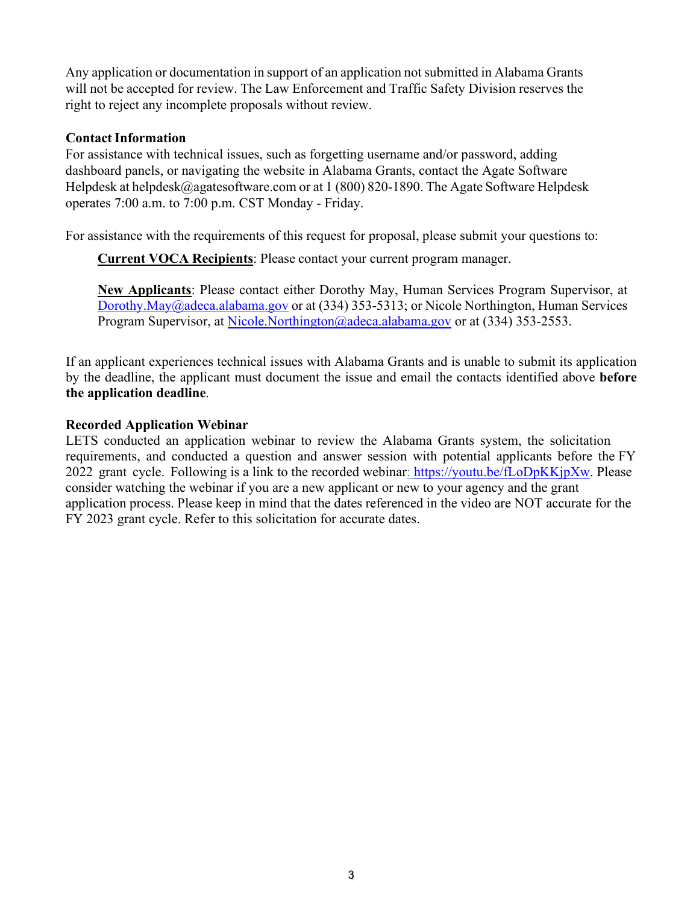Any application or documentation in support of an application not submitted in Alabama Grants will not be accepted for review. The Law Enforcement and Traffic Safety Division reserves the right to reject any incomplete proposals without review.

**Contact Information**

For assistance with technical issues, such as forgetting username and/or password, adding dashboard panels, or navigating the website in Alabama Grants, contact the Agate Software Helpdesk at helpdesk@agatesoftware.com or at 1 (800) 820-1890. The Agate Software Helpdesk operates 7:00 a.m. to 7:00 p.m. CST Monday - Friday.

For assistance with the requirements of this request for proposal, please submit your questions to:

> **Current VOCA Recipients**: Please contact your current program manager.
>
> **New Applicants**: Please contact either Dorothy May, Human Services Program Supervisor, at Dorothy.May@adeca.alabama.gov or at (334) 353-5313; or Nicole Northington, Human Services Program Supervisor, at Nicole.Northington@adeca.alabama.gov or at (334) 353-2553.

If an applicant experiences technical issues with Alabama Grants and is unable to submit its application by the deadline, the applicant must document the issue and email the contacts identified above **before the application deadline**.

**Recorded Application Webinar**

LETS conducted an application webinar to review the Alabama Grants system, the solicitation requirements, and conducted a question and answer session with potential applicants before the FY 2022 grant cycle. Following is a link to the recorded webinar: https://youtu.be/fLoDpKKjpXw. Please consider watching the webinar if you are a new applicant or new to your agency and the grant application process. Please keep in mind that the dates referenced in the video are NOT accurate for the FY 2023 grant cycle. Refer to this solicitation for accurate dates.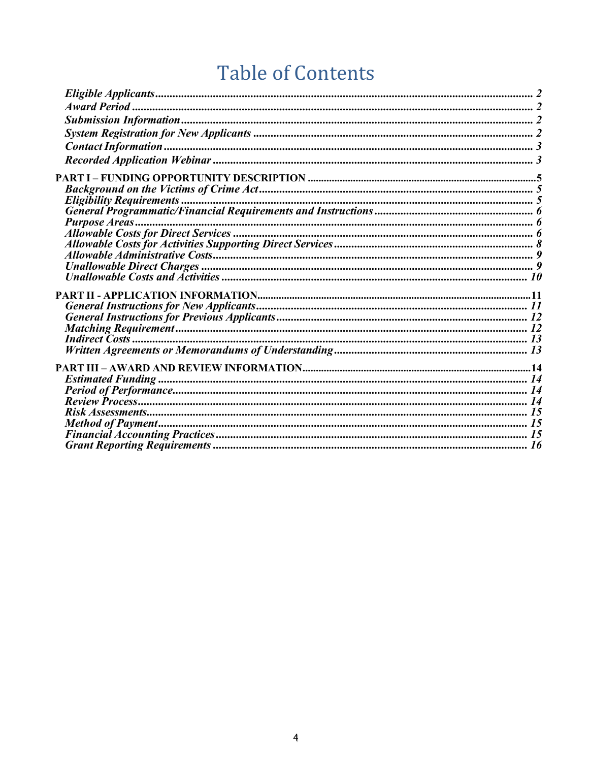# Table of Contents

*Eligible Applicants* ........ 2
*Award Period* ........ 2
*Submission Information* ........ 2
*System Registration for New Applicants* ........ 2
*Contact Information* ........ 3
*Recorded Application Webinar* ........ 3

**PART I – FUNDING OPPORTUNITY DESCRIPTION** ........ 5
*Background on the Victims of Crime Act* ........ 5
*Eligibility Requirements* ........ 5
*General Programmatic/Financial Requirements and Instructions* ........ 6
*Purpose Areas* ........ 6
*Allowable Costs for Direct Services* ........ 6
*Allowable Costs for Activities Supporting Direct Services* ........ 8
*Allowable Administrative Costs* ........ 9
*Unallowable Direct Charges* ........ 9
*Unallowable Costs and Activities* ........ 10

**PART II - APPLICATION INFORMATION** ........ 11
*General Instructions for New Applicants* ........ 11
*General Instructions for Previous Applicants* ........ 12
*Matching Requirement* ........ 12
*Indirect Costs* ........ 13
*Written Agreements or Memorandums of Understanding* ........ 13

**PART III – AWARD AND REVIEW INFORMATION** ........ 14
*Estimated Funding* ........ 14
*Period of Performance* ........ 14
*Review Process* ........ 14
*Risk Assessments* ........ 15
*Method of Payment* ........ 15
*Financial Accounting Practices* ........ 15
*Grant Reporting Requirements* ........ 16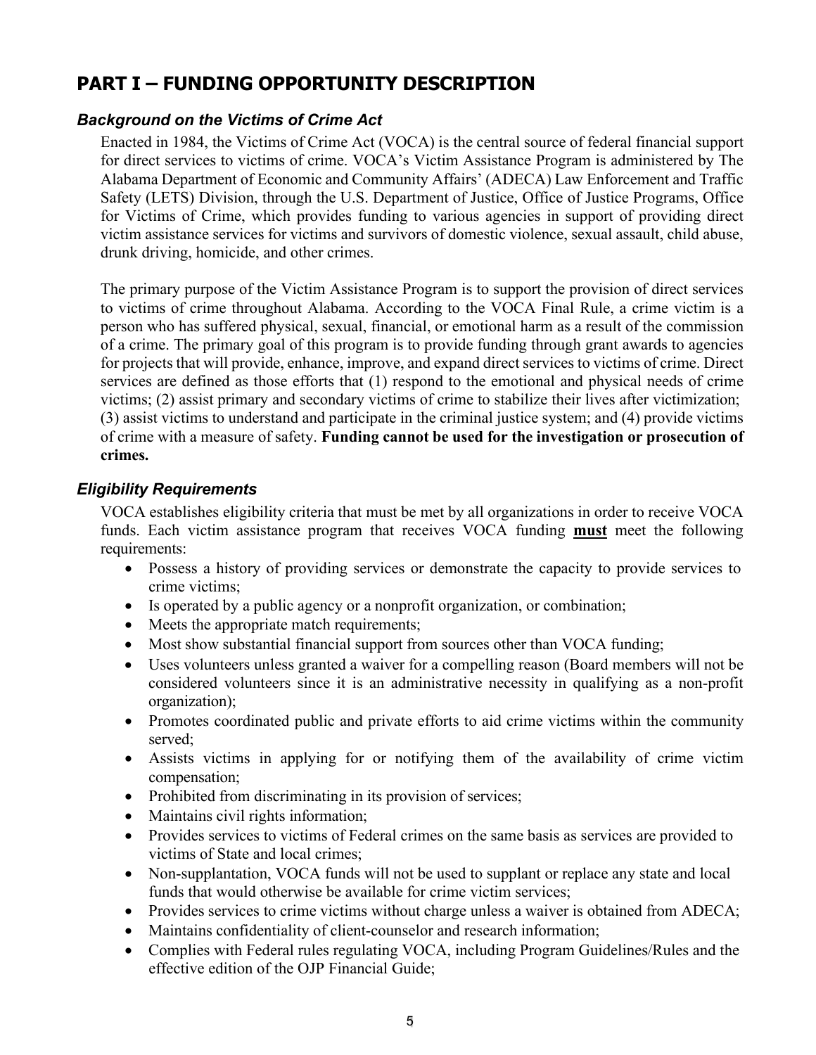# PART I – FUNDING OPPORTUNITY DESCRIPTION

### *Background on the Victims of Crime Act*

Enacted in 1984, the Victims of Crime Act (VOCA) is the central source of federal financial support for direct services to victims of crime. VOCA's Victim Assistance Program is administered by The Alabama Department of Economic and Community Affairs' (ADECA) Law Enforcement and Traffic Safety (LETS) Division, through the U.S. Department of Justice, Office of Justice Programs, Office for Victims of Crime, which provides funding to various agencies in support of providing direct victim assistance services for victims and survivors of domestic violence, sexual assault, child abuse, drunk driving, homicide, and other crimes.

The primary purpose of the Victim Assistance Program is to support the provision of direct services to victims of crime throughout Alabama. According to the VOCA Final Rule, a crime victim is a person who has suffered physical, sexual, financial, or emotional harm as a result of the commission of a crime. The primary goal of this program is to provide funding through grant awards to agencies for projects that will provide, enhance, improve, and expand direct services to victims of crime. Direct services are defined as those efforts that (1) respond to the emotional and physical needs of crime victims; (2) assist primary and secondary victims of crime to stabilize their lives after victimization; (3) assist victims to understand and participate in the criminal justice system; and (4) provide victims of crime with a measure of safety. **Funding cannot be used for the investigation or prosecution of crimes.**

### *Eligibility Requirements*

VOCA establishes eligibility criteria that must be met by all organizations in order to receive VOCA funds. Each victim assistance program that receives VOCA funding **must** meet the following requirements:

- Possess a history of providing services or demonstrate the capacity to provide services to crime victims;
- Is operated by a public agency or a nonprofit organization, or combination;
- Meets the appropriate match requirements;
- Most show substantial financial support from sources other than VOCA funding;
- Uses volunteers unless granted a waiver for a compelling reason (Board members will not be considered volunteers since it is an administrative necessity in qualifying as a non-profit organization);
- Promotes coordinated public and private efforts to aid crime victims within the community served;
- Assists victims in applying for or notifying them of the availability of crime victim compensation;
- Prohibited from discriminating in its provision of services;
- Maintains civil rights information;
- Provides services to victims of Federal crimes on the same basis as services are provided to victims of State and local crimes;
- Non-supplantation, VOCA funds will not be used to supplant or replace any state and local funds that would otherwise be available for crime victim services;
- Provides services to crime victims without charge unless a waiver is obtained from ADECA;
- Maintains confidentiality of client-counselor and research information;
- Complies with Federal rules regulating VOCA, including Program Guidelines/Rules and the effective edition of the OJP Financial Guide;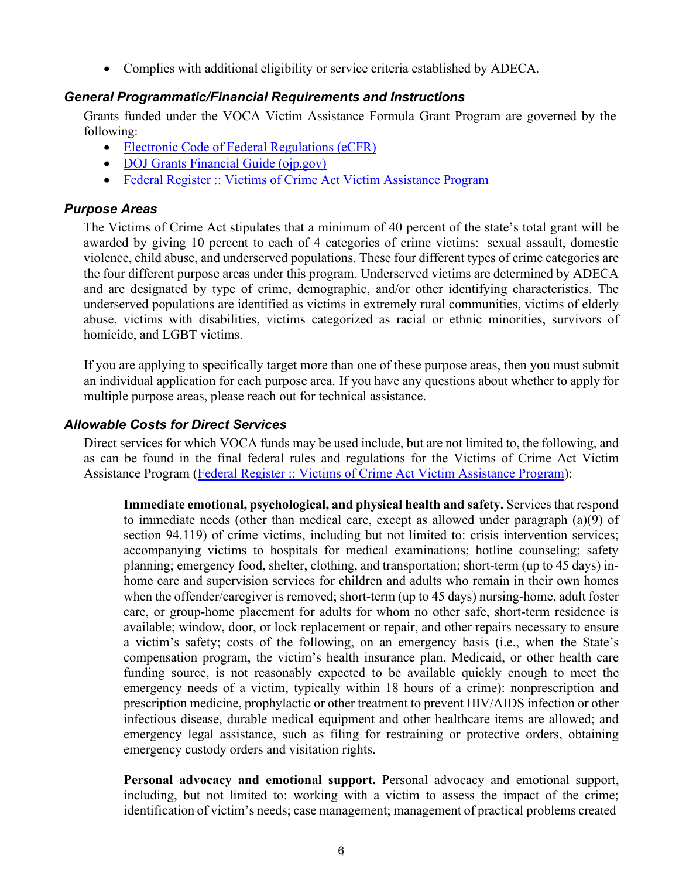- Complies with additional eligibility or service criteria established by ADECA.

### *General Programmatic/Financial Requirements and Instructions*

Grants funded under the VOCA Victim Assistance Formula Grant Program are governed by the following:

- Electronic Code of Federal Regulations (eCFR)
- DOJ Grants Financial Guide (ojp.gov)
- Federal Register :: Victims of Crime Act Victim Assistance Program

### *Purpose Areas*

The Victims of Crime Act stipulates that a minimum of 40 percent of the state's total grant will be awarded by giving 10 percent to each of 4 categories of crime victims: sexual assault, domestic violence, child abuse, and underserved populations. These four different types of crime categories are the four different purpose areas under this program. Underserved victims are determined by ADECA and are designated by type of crime, demographic, and/or other identifying characteristics. The underserved populations are identified as victims in extremely rural communities, victims of elderly abuse, victims with disabilities, victims categorized as racial or ethnic minorities, survivors of homicide, and LGBT victims.

If you are applying to specifically target more than one of these purpose areas, then you must submit an individual application for each purpose area. If you have any questions about whether to apply for multiple purpose areas, please reach out for technical assistance.

### *Allowable Costs for Direct Services*

Direct services for which VOCA funds may be used include, but are not limited to, the following, and as can be found in the final federal rules and regulations for the Victims of Crime Act Victim Assistance Program (Federal Register :: Victims of Crime Act Victim Assistance Program):

> **Immediate emotional, psychological, and physical health and safety.** Services that respond to immediate needs (other than medical care, except as allowed under paragraph (a)(9) of section 94.119) of crime victims, including but not limited to: crisis intervention services; accompanying victims to hospitals for medical examinations; hotline counseling; safety planning; emergency food, shelter, clothing, and transportation; short-term (up to 45 days) in-home care and supervision services for children and adults who remain in their own homes when the offender/caregiver is removed; short-term (up to 45 days) nursing-home, adult foster care, or group-home placement for adults for whom no other safe, short-term residence is available; window, door, or lock replacement or repair, and other repairs necessary to ensure a victim's safety; costs of the following, on an emergency basis (i.e., when the State's compensation program, the victim's health insurance plan, Medicaid, or other health care funding source, is not reasonably expected to be available quickly enough to meet the emergency needs of a victim, typically within 18 hours of a crime): nonprescription and prescription medicine, prophylactic or other treatment to prevent HIV/AIDS infection or other infectious disease, durable medical equipment and other healthcare items are allowed; and emergency legal assistance, such as filing for restraining or protective orders, obtaining emergency custody orders and visitation rights.
>
> **Personal advocacy and emotional support.** Personal advocacy and emotional support, including, but not limited to: working with a victim to assess the impact of the crime; identification of victim's needs; case management; management of practical problems created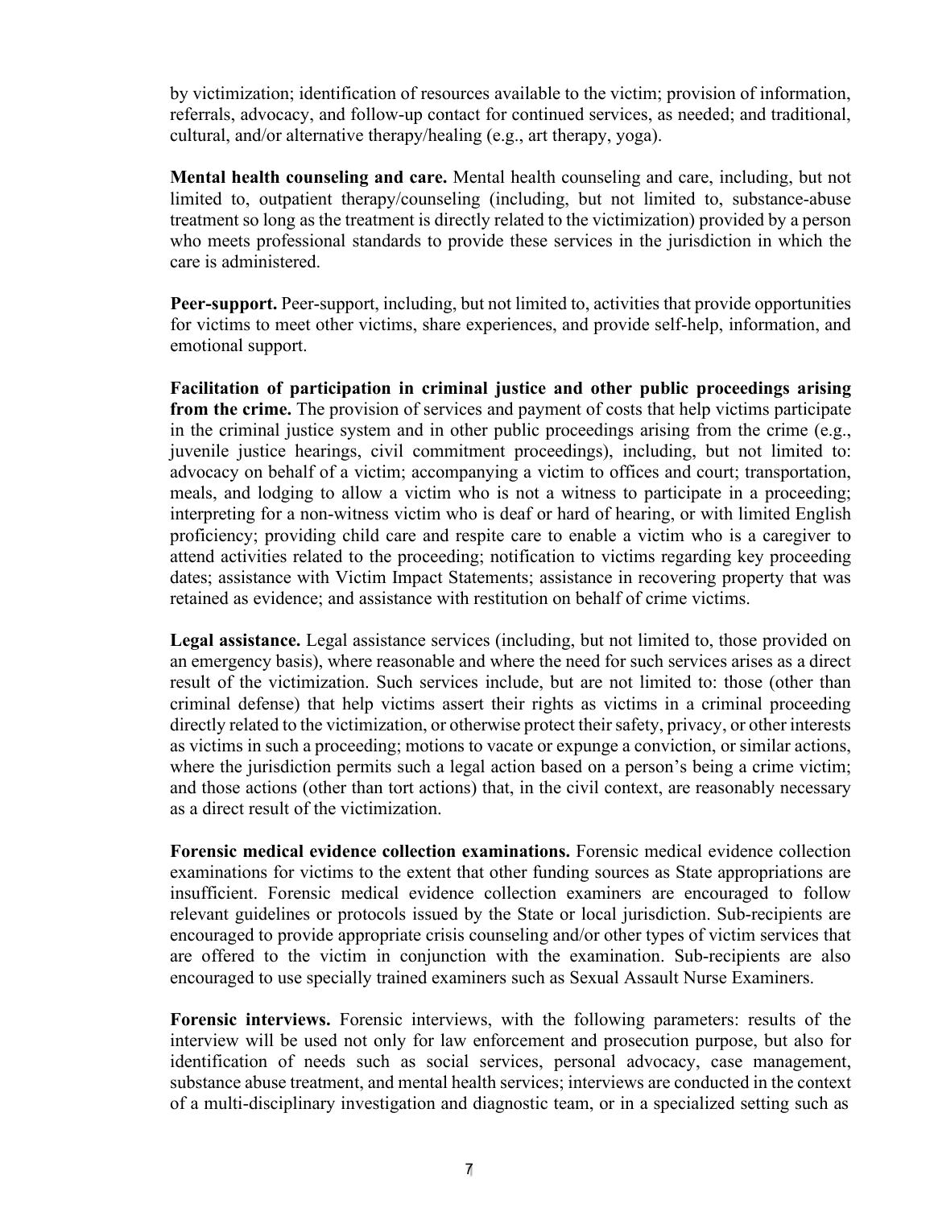by victimization; identification of resources available to the victim; provision of information, referrals, advocacy, and follow-up contact for continued services, as needed; and traditional, cultural, and/or alternative therapy/healing (e.g., art therapy, yoga).

**Mental health counseling and care.** Mental health counseling and care, including, but not limited to, outpatient therapy/counseling (including, but not limited to, substance-abuse treatment so long as the treatment is directly related to the victimization) provided by a person who meets professional standards to provide these services in the jurisdiction in which the care is administered.

**Peer-support.** Peer-support, including, but not limited to, activities that provide opportunities for victims to meet other victims, share experiences, and provide self-help, information, and emotional support.

**Facilitation of participation in criminal justice and other public proceedings arising from the crime.** The provision of services and payment of costs that help victims participate in the criminal justice system and in other public proceedings arising from the crime (e.g., juvenile justice hearings, civil commitment proceedings), including, but not limited to: advocacy on behalf of a victim; accompanying a victim to offices and court; transportation, meals, and lodging to allow a victim who is not a witness to participate in a proceeding; interpreting for a non-witness victim who is deaf or hard of hearing, or with limited English proficiency; providing child care and respite care to enable a victim who is a caregiver to attend activities related to the proceeding; notification to victims regarding key proceeding dates; assistance with Victim Impact Statements; assistance in recovering property that was retained as evidence; and assistance with restitution on behalf of crime victims.

**Legal assistance.** Legal assistance services (including, but not limited to, those provided on an emergency basis), where reasonable and where the need for such services arises as a direct result of the victimization. Such services include, but are not limited to: those (other than criminal defense) that help victims assert their rights as victims in a criminal proceeding directly related to the victimization, or otherwise protect their safety, privacy, or other interests as victims in such a proceeding; motions to vacate or expunge a conviction, or similar actions, where the jurisdiction permits such a legal action based on a person's being a crime victim; and those actions (other than tort actions) that, in the civil context, are reasonably necessary as a direct result of the victimization.

**Forensic medical evidence collection examinations.** Forensic medical evidence collection examinations for victims to the extent that other funding sources as State appropriations are insufficient. Forensic medical evidence collection examiners are encouraged to follow relevant guidelines or protocols issued by the State or local jurisdiction. Sub-recipients are encouraged to provide appropriate crisis counseling and/or other types of victim services that are offered to the victim in conjunction with the examination. Sub-recipients are also encouraged to use specially trained examiners such as Sexual Assault Nurse Examiners.

**Forensic interviews.** Forensic interviews, with the following parameters: results of the interview will be used not only for law enforcement and prosecution purpose, but also for identification of needs such as social services, personal advocacy, case management, substance abuse treatment, and mental health services; interviews are conducted in the context of a multi-disciplinary investigation and diagnostic team, or in a specialized setting such as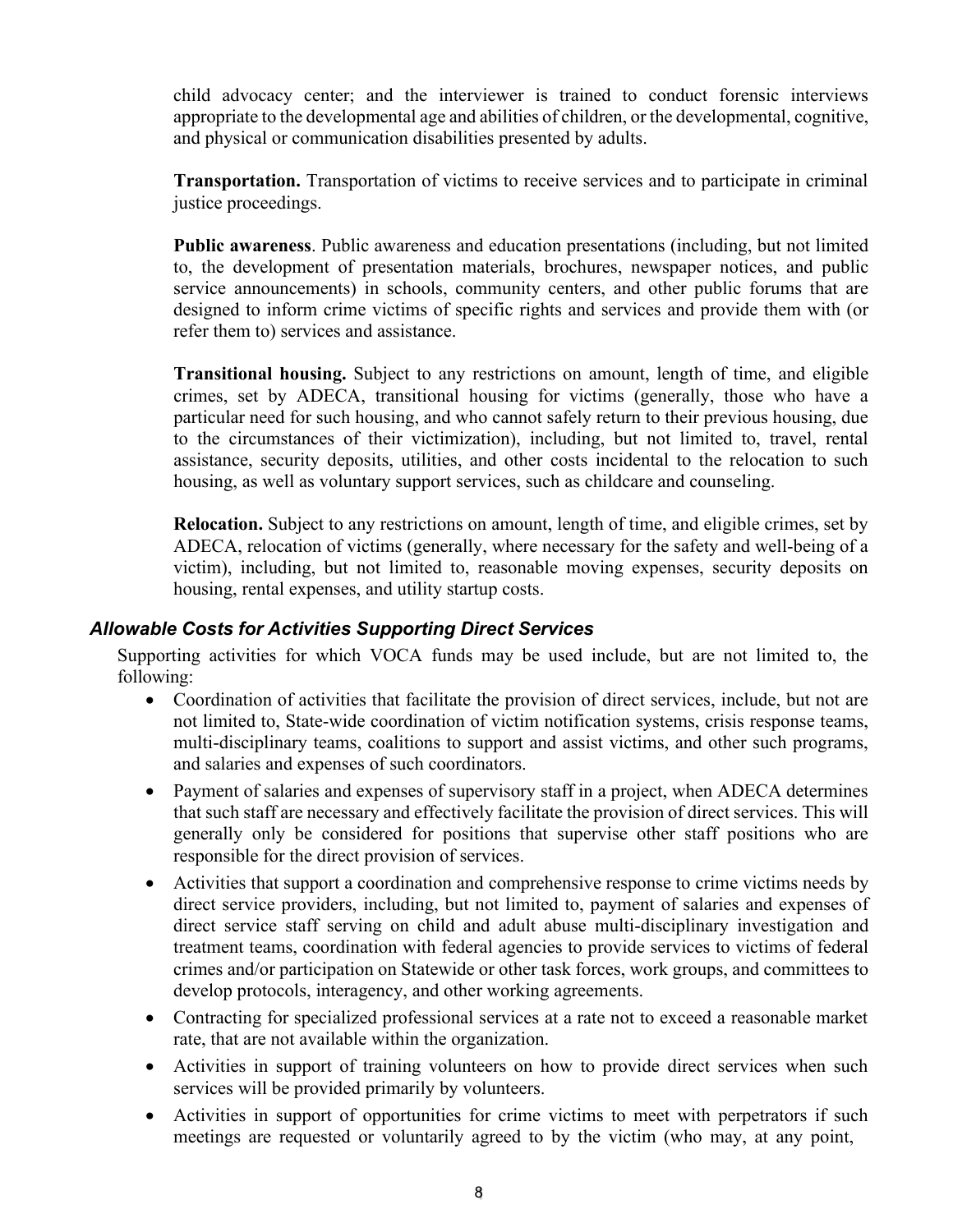child advocacy center; and the interviewer is trained to conduct forensic interviews appropriate to the developmental age and abilities of children, or the developmental, cognitive, and physical or communication disabilities presented by adults.

**Transportation.** Transportation of victims to receive services and to participate in criminal justice proceedings.

**Public awareness**. Public awareness and education presentations (including, but not limited to, the development of presentation materials, brochures, newspaper notices, and public service announcements) in schools, community centers, and other public forums that are designed to inform crime victims of specific rights and services and provide them with (or refer them to) services and assistance.

**Transitional housing.** Subject to any restrictions on amount, length of time, and eligible crimes, set by ADECA, transitional housing for victims (generally, those who have a particular need for such housing, and who cannot safely return to their previous housing, due to the circumstances of their victimization), including, but not limited to, travel, rental assistance, security deposits, utilities, and other costs incidental to the relocation to such housing, as well as voluntary support services, such as childcare and counseling.

**Relocation.** Subject to any restrictions on amount, length of time, and eligible crimes, set by ADECA, relocation of victims (generally, where necessary for the safety and well-being of a victim), including, but not limited to, reasonable moving expenses, security deposits on housing, rental expenses, and utility startup costs.

### *Allowable Costs for Activities Supporting Direct Services*

Supporting activities for which VOCA funds may be used include, but are not limited to, the following:

- Coordination of activities that facilitate the provision of direct services, include, but not are not limited to, State-wide coordination of victim notification systems, crisis response teams, multi-disciplinary teams, coalitions to support and assist victims, and other such programs, and salaries and expenses of such coordinators.
- Payment of salaries and expenses of supervisory staff in a project, when ADECA determines that such staff are necessary and effectively facilitate the provision of direct services. This will generally only be considered for positions that supervise other staff positions who are responsible for the direct provision of services.
- Activities that support a coordination and comprehensive response to crime victims needs by direct service providers, including, but not limited to, payment of salaries and expenses of direct service staff serving on child and adult abuse multi-disciplinary investigation and treatment teams, coordination with federal agencies to provide services to victims of federal crimes and/or participation on Statewide or other task forces, work groups, and committees to develop protocols, interagency, and other working agreements.
- Contracting for specialized professional services at a rate not to exceed a reasonable market rate, that are not available within the organization.
- Activities in support of training volunteers on how to provide direct services when such services will be provided primarily by volunteers.
- Activities in support of opportunities for crime victims to meet with perpetrators if such meetings are requested or voluntarily agreed to by the victim (who may, at any point,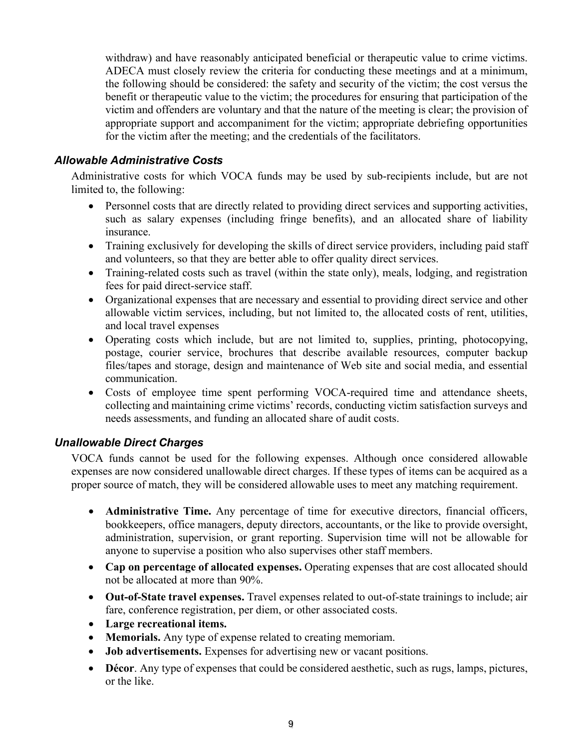withdraw) and have reasonably anticipated beneficial or therapeutic value to crime victims. ADECA must closely review the criteria for conducting these meetings and at a minimum, the following should be considered: the safety and security of the victim; the cost versus the benefit or therapeutic value to the victim; the procedures for ensuring that participation of the victim and offenders are voluntary and that the nature of the meeting is clear; the provision of appropriate support and accompaniment for the victim; appropriate debriefing opportunities for the victim after the meeting; and the credentials of the facilitators.

### *Allowable Administrative Costs*

Administrative costs for which VOCA funds may be used by sub-recipients include, but are not limited to, the following:

- Personnel costs that are directly related to providing direct services and supporting activities, such as salary expenses (including fringe benefits), and an allocated share of liability insurance.
- Training exclusively for developing the skills of direct service providers, including paid staff and volunteers, so that they are better able to offer quality direct services.
- Training-related costs such as travel (within the state only), meals, lodging, and registration fees for paid direct-service staff.
- Organizational expenses that are necessary and essential to providing direct service and other allowable victim services, including, but not limited to, the allocated costs of rent, utilities, and local travel expenses
- Operating costs which include, but are not limited to, supplies, printing, photocopying, postage, courier service, brochures that describe available resources, computer backup files/tapes and storage, design and maintenance of Web site and social media, and essential communication.
- Costs of employee time spent performing VOCA-required time and attendance sheets, collecting and maintaining crime victims' records, conducting victim satisfaction surveys and needs assessments, and funding an allocated share of audit costs.

### *Unallowable Direct Charges*

VOCA funds cannot be used for the following expenses. Although once considered allowable expenses are now considered unallowable direct charges. If these types of items can be acquired as a proper source of match, they will be considered allowable uses to meet any matching requirement.

- **Administrative Time.** Any percentage of time for executive directors, financial officers, bookkeepers, office managers, deputy directors, accountants, or the like to provide oversight, administration, supervision, or grant reporting. Supervision time will not be allowable for anyone to supervise a position who also supervises other staff members.
- **Cap on percentage of allocated expenses.** Operating expenses that are cost allocated should not be allocated at more than 90%.
- **Out-of-State travel expenses.** Travel expenses related to out-of-state trainings to include; air fare, conference registration, per diem, or other associated costs.
- **Large recreational items.**
- **Memorials.** Any type of expense related to creating memoriam.
- **Job advertisements.** Expenses for advertising new or vacant positions.
- **Décor**. Any type of expenses that could be considered aesthetic, such as rugs, lamps, pictures, or the like.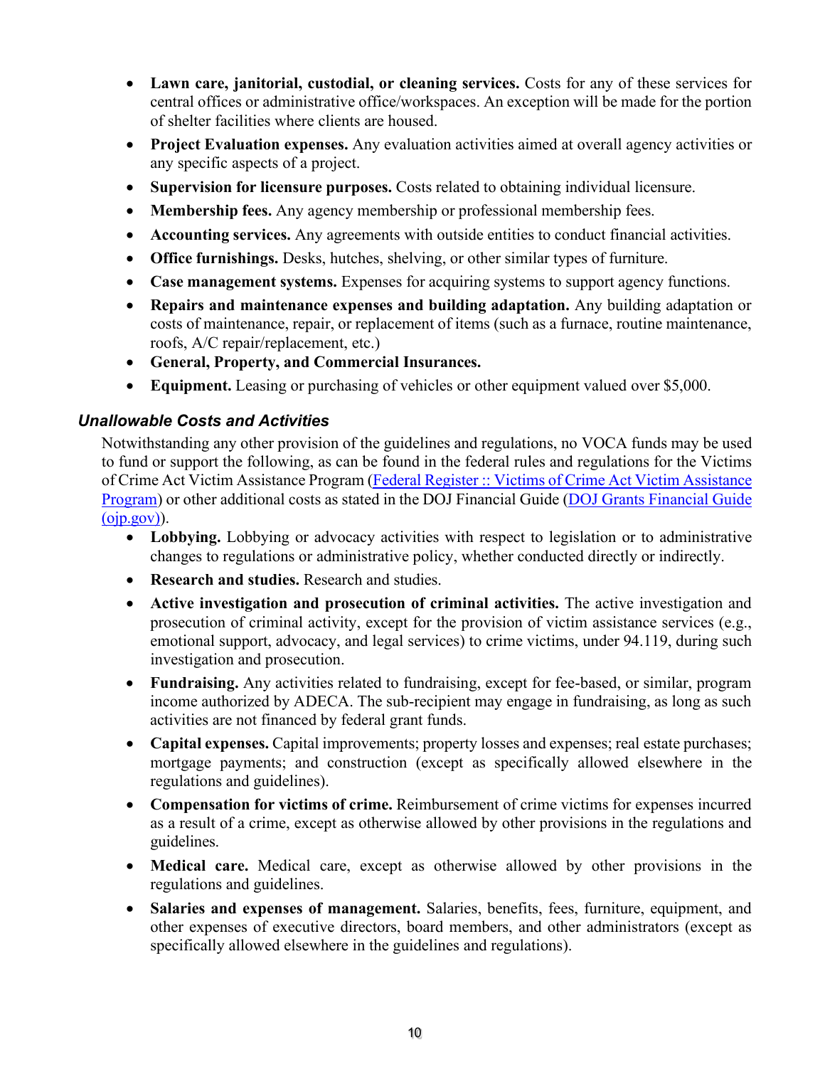- **Lawn care, janitorial, custodial, or cleaning services.** Costs for any of these services for central offices or administrative office/workspaces. An exception will be made for the portion of shelter facilities where clients are housed.
- **Project Evaluation expenses.** Any evaluation activities aimed at overall agency activities or any specific aspects of a project.
- **Supervision for licensure purposes.** Costs related to obtaining individual licensure.
- **Membership fees.** Any agency membership or professional membership fees.
- **Accounting services.** Any agreements with outside entities to conduct financial activities.
- **Office furnishings.** Desks, hutches, shelving, or other similar types of furniture.
- **Case management systems.** Expenses for acquiring systems to support agency functions.
- **Repairs and maintenance expenses and building adaptation.** Any building adaptation or costs of maintenance, repair, or replacement of items (such as a furnace, routine maintenance, roofs, A/C repair/replacement, etc.)
- **General, Property, and Commercial Insurances.**
- **Equipment.** Leasing or purchasing of vehicles or other equipment valued over $5,000.

### *Unallowable Costs and Activities*

Notwithstanding any other provision of the guidelines and regulations, no VOCA funds may be used to fund or support the following, as can be found in the federal rules and regulations for the Victims of Crime Act Victim Assistance Program (Federal Register :: Victims of Crime Act Victim Assistance Program) or other additional costs as stated in the DOJ Financial Guide (DOJ Grants Financial Guide (ojp.gov)).

- **Lobbying.** Lobbying or advocacy activities with respect to legislation or to administrative changes to regulations or administrative policy, whether conducted directly or indirectly.
- **Research and studies.** Research and studies.
- **Active investigation and prosecution of criminal activities.** The active investigation and prosecution of criminal activity, except for the provision of victim assistance services (e.g., emotional support, advocacy, and legal services) to crime victims, under 94.119, during such investigation and prosecution.
- **Fundraising.** Any activities related to fundraising, except for fee-based, or similar, program income authorized by ADECA. The sub-recipient may engage in fundraising, as long as such activities are not financed by federal grant funds.
- **Capital expenses.** Capital improvements; property losses and expenses; real estate purchases; mortgage payments; and construction (except as specifically allowed elsewhere in the regulations and guidelines).
- **Compensation for victims of crime.** Reimbursement of crime victims for expenses incurred as a result of a crime, except as otherwise allowed by other provisions in the regulations and guidelines.
- **Medical care.** Medical care, except as otherwise allowed by other provisions in the regulations and guidelines.
- **Salaries and expenses of management.** Salaries, benefits, fees, furniture, equipment, and other expenses of executive directors, board members, and other administrators (except as specifically allowed elsewhere in the guidelines and regulations).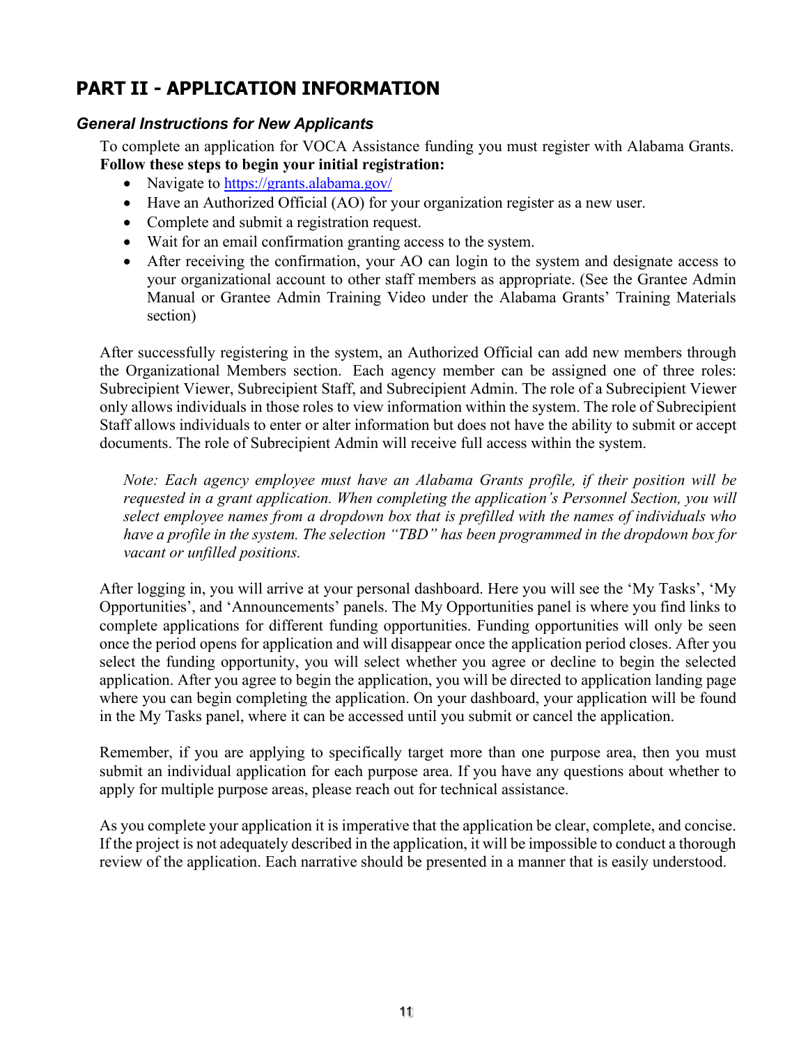# PART II - APPLICATION INFORMATION

### *General Instructions for New Applicants*

To complete an application for VOCA Assistance funding you must register with Alabama Grants. **Follow these steps to begin your initial registration:**

- Navigate to [https://grants.alabama.gov/](https://grants.alabama.gov/)
- Have an Authorized Official (AO) for your organization register as a new user.
- Complete and submit a registration request.
- Wait for an email confirmation granting access to the system.
- After receiving the confirmation, your AO can login to the system and designate access to your organizational account to other staff members as appropriate. (See the Grantee Admin Manual or Grantee Admin Training Video under the Alabama Grants' Training Materials section)

After successfully registering in the system, an Authorized Official can add new members through the Organizational Members section. Each agency member can be assigned one of three roles: Subrecipient Viewer, Subrecipient Staff, and Subrecipient Admin. The role of a Subrecipient Viewer only allows individuals in those roles to view information within the system. The role of Subrecipient Staff allows individuals to enter or alter information but does not have the ability to submit or accept documents. The role of Subrecipient Admin will receive full access within the system.

> *Note: Each agency employee must have an Alabama Grants profile, if their position will be requested in a grant application. When completing the application's Personnel Section, you will select employee names from a dropdown box that is prefilled with the names of individuals who have a profile in the system. The selection "TBD" has been programmed in the dropdown box for vacant or unfilled positions.*

After logging in, you will arrive at your personal dashboard. Here you will see the 'My Tasks', 'My Opportunities', and 'Announcements' panels. The My Opportunities panel is where you find links to complete applications for different funding opportunities. Funding opportunities will only be seen once the period opens for application and will disappear once the application period closes. After you select the funding opportunity, you will select whether you agree or decline to begin the selected application. After you agree to begin the application, you will be directed to application landing page where you can begin completing the application. On your dashboard, your application will be found in the My Tasks panel, where it can be accessed until you submit or cancel the application.

Remember, if you are applying to specifically target more than one purpose area, then you must submit an individual application for each purpose area. If you have any questions about whether to apply for multiple purpose areas, please reach out for technical assistance.

As you complete your application it is imperative that the application be clear, complete, and concise. If the project is not adequately described in the application, it will be impossible to conduct a thorough review of the application. Each narrative should be presented in a manner that is easily understood.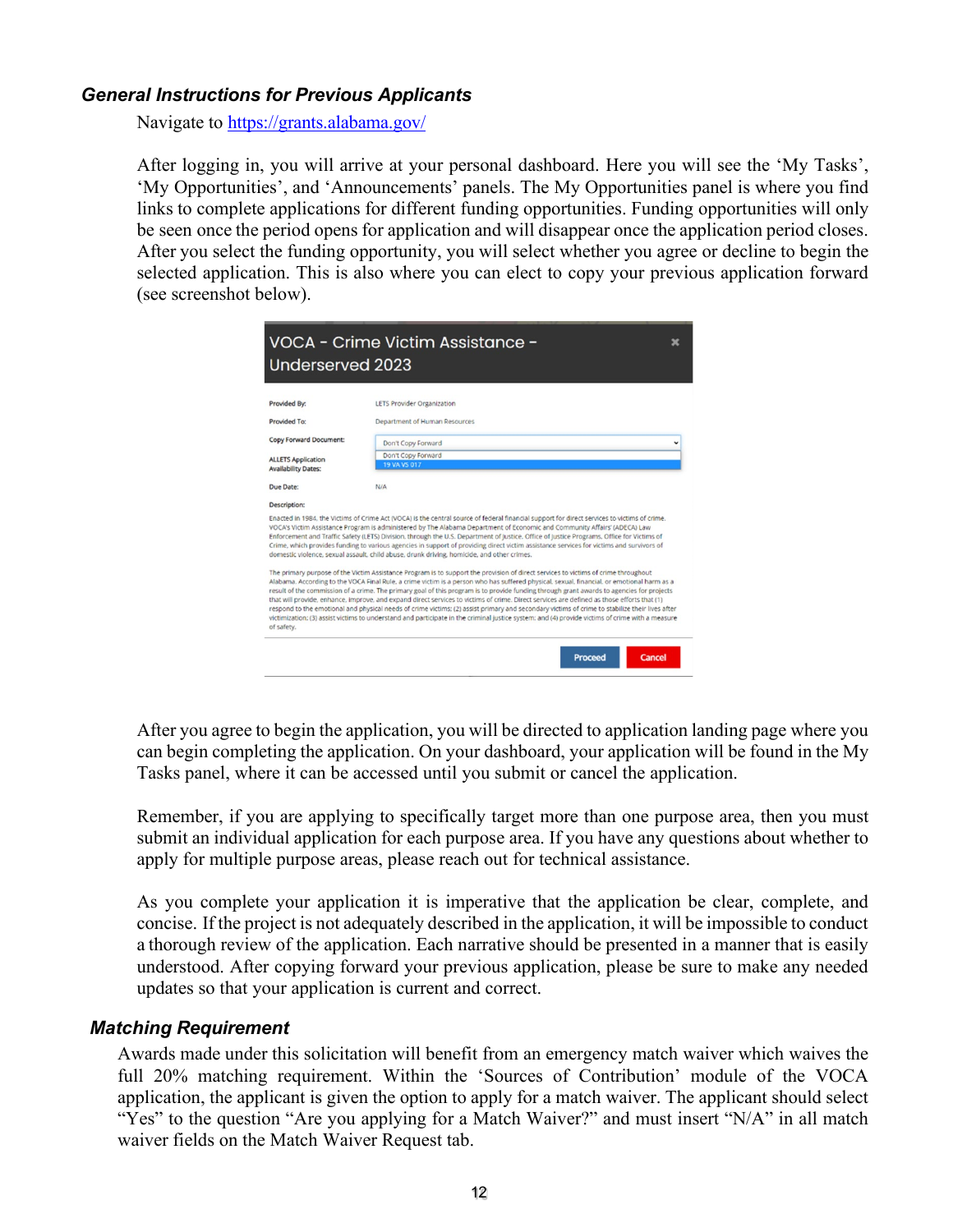### *General Instructions for Previous Applicants*

Navigate to https://grants.alabama.gov/

After logging in, you will arrive at your personal dashboard. Here you will see the 'My Tasks', 'My Opportunities', and 'Announcements' panels. The My Opportunities panel is where you find links to complete applications for different funding opportunities. Funding opportunities will only be seen once the period opens for application and will disappear once the application period closes. After you select the funding opportunity, you will select whether you agree or decline to begin the selected application. This is also where you can elect to copy your previous application forward (see screenshot below).

After you agree to begin the application, you will be directed to application landing page where you can begin completing the application. On your dashboard, your application will be found in the My Tasks panel, where it can be accessed until you submit or cancel the application.

Remember, if you are applying to specifically target more than one purpose area, then you must submit an individual application for each purpose area. If you have any questions about whether to apply for multiple purpose areas, please reach out for technical assistance.

As you complete your application it is imperative that the application be clear, complete, and concise. If the project is not adequately described in the application, it will be impossible to conduct a thorough review of the application. Each narrative should be presented in a manner that is easily understood. After copying forward your previous application, please be sure to make any needed updates so that your application is current and correct.

### *Matching Requirement*

Awards made under this solicitation will benefit from an emergency match waiver which waives the full 20% matching requirement. Within the 'Sources of Contribution' module of the VOCA application, the applicant is given the option to apply for a match waiver. The applicant should select "Yes" to the question "Are you applying for a Match Waiver?" and must insert "N/A" in all match waiver fields on the Match Waiver Request tab.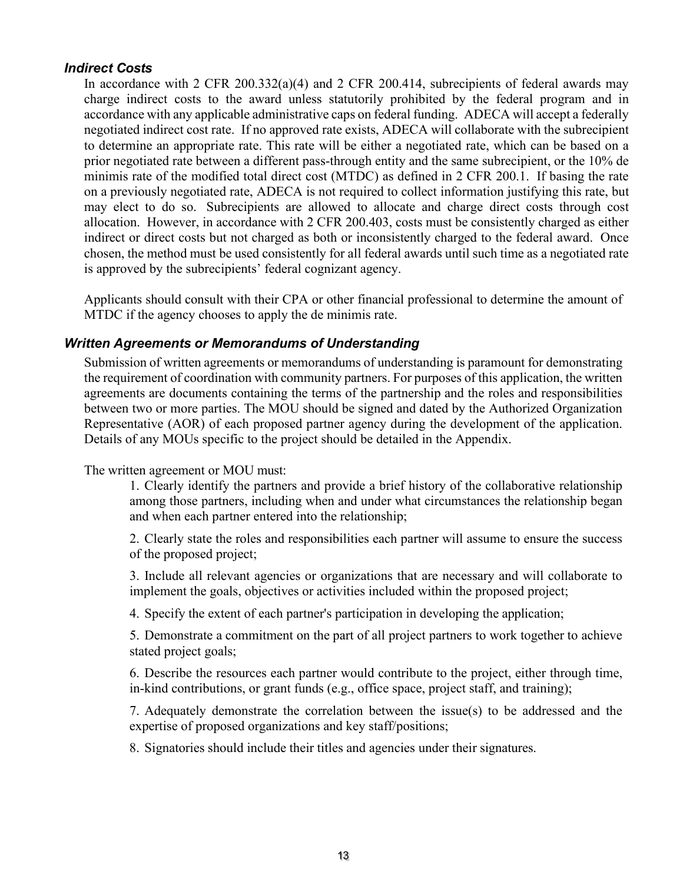### *Indirect Costs*

In accordance with 2 CFR 200.332(a)(4) and 2 CFR 200.414, subrecipients of federal awards may charge indirect costs to the award unless statutorily prohibited by the federal program and in accordance with any applicable administrative caps on federal funding. ADECA will accept a federally negotiated indirect cost rate. If no approved rate exists, ADECA will collaborate with the subrecipient to determine an appropriate rate. This rate will be either a negotiated rate, which can be based on a prior negotiated rate between a different pass-through entity and the same subrecipient, or the 10% de minimis rate of the modified total direct cost (MTDC) as defined in 2 CFR 200.1. If basing the rate on a previously negotiated rate, ADECA is not required to collect information justifying this rate, but may elect to do so. Subrecipients are allowed to allocate and charge direct costs through cost allocation. However, in accordance with 2 CFR 200.403, costs must be consistently charged as either indirect or direct costs but not charged as both or inconsistently charged to the federal award. Once chosen, the method must be used consistently for all federal awards until such time as a negotiated rate is approved by the subrecipients' federal cognizant agency.

Applicants should consult with their CPA or other financial professional to determine the amount of MTDC if the agency chooses to apply the de minimis rate.

### *Written Agreements or Memorandums of Understanding*

Submission of written agreements or memorandums of understanding is paramount for demonstrating the requirement of coordination with community partners. For purposes of this application, the written agreements are documents containing the terms of the partnership and the roles and responsibilities between two or more parties. The MOU should be signed and dated by the Authorized Organization Representative (AOR) of each proposed partner agency during the development of the application. Details of any MOUs specific to the project should be detailed in the Appendix.

The written agreement or MOU must:

1. Clearly identify the partners and provide a brief history of the collaborative relationship among those partners, including when and under what circumstances the relationship began and when each partner entered into the relationship;
2. Clearly state the roles and responsibilities each partner will assume to ensure the success of the proposed project;
3. Include all relevant agencies or organizations that are necessary and will collaborate to implement the goals, objectives or activities included within the proposed project;
4. Specify the extent of each partner's participation in developing the application;
5. Demonstrate a commitment on the part of all project partners to work together to achieve stated project goals;
6. Describe the resources each partner would contribute to the project, either through time, in-kind contributions, or grant funds (e.g., office space, project staff, and training);
7. Adequately demonstrate the correlation between the issue(s) to be addressed and the expertise of proposed organizations and key staff/positions;
8. Signatories should include their titles and agencies under their signatures.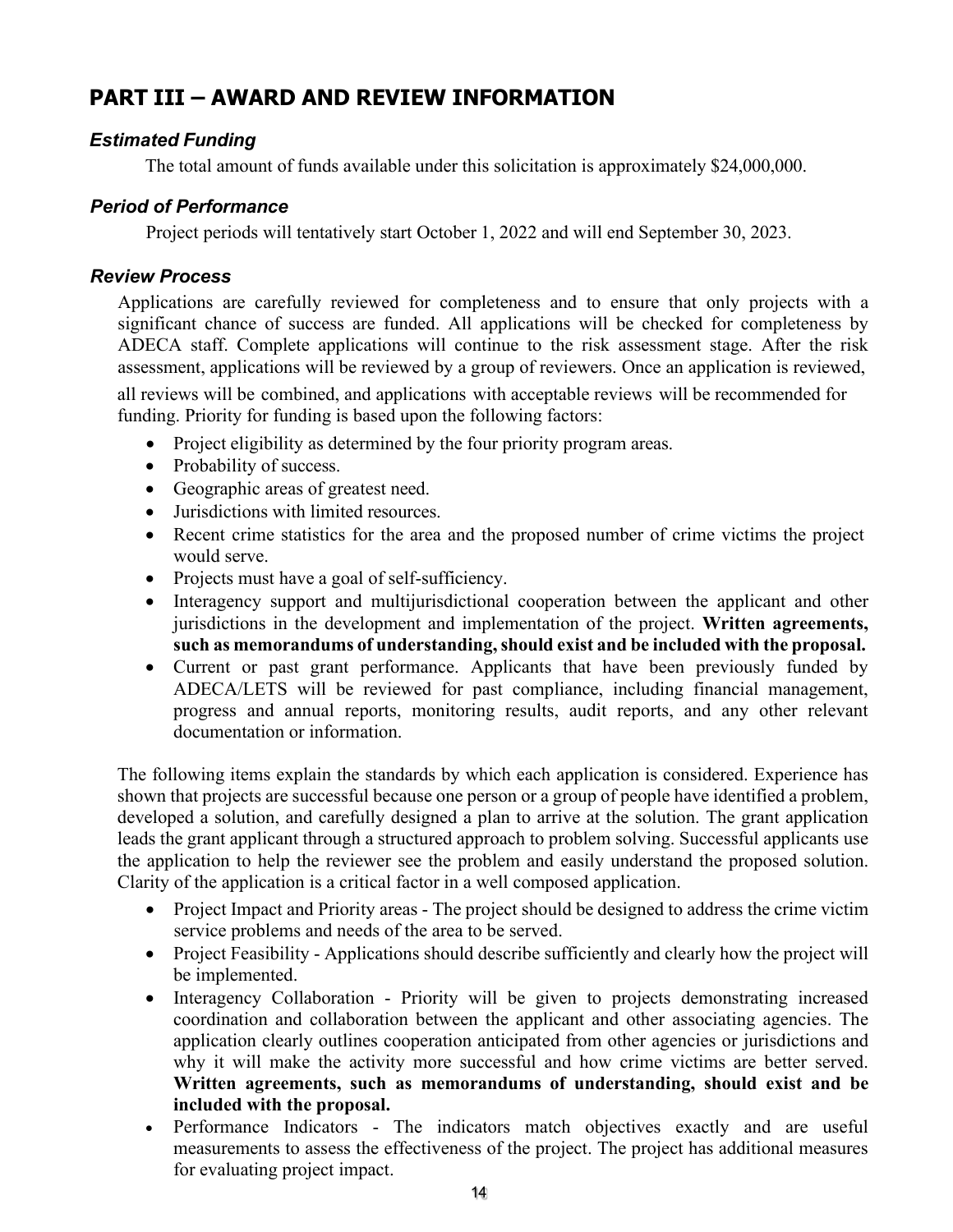## PART III – AWARD AND REVIEW INFORMATION

### *Estimated Funding*

The total amount of funds available under this solicitation is approximately $24,000,000.

### *Period of Performance*

Project periods will tentatively start October 1, 2022 and will end September 30, 2023.

### *Review Process*

Applications are carefully reviewed for completeness and to ensure that only projects with a significant chance of success are funded. All applications will be checked for completeness by ADECA staff. Complete applications will continue to the risk assessment stage. After the risk assessment, applications will be reviewed by a group of reviewers. Once an application is reviewed, all reviews will be combined, and applications with acceptable reviews will be recommended for funding. Priority for funding is based upon the following factors:

- Project eligibility as determined by the four priority program areas.
- Probability of success.
- Geographic areas of greatest need.
- Jurisdictions with limited resources.
- Recent crime statistics for the area and the proposed number of crime victims the project would serve.
- Projects must have a goal of self-sufficiency.
- Interagency support and multijurisdictional cooperation between the applicant and other jurisdictions in the development and implementation of the project. **Written agreements, such as memorandums of understanding, should exist and be included with the proposal.**
- Current or past grant performance. Applicants that have been previously funded by ADECA/LETS will be reviewed for past compliance, including financial management, progress and annual reports, monitoring results, audit reports, and any other relevant documentation or information.

The following items explain the standards by which each application is considered. Experience has shown that projects are successful because one person or a group of people have identified a problem, developed a solution, and carefully designed a plan to arrive at the solution. The grant application leads the grant applicant through a structured approach to problem solving. Successful applicants use the application to help the reviewer see the problem and easily understand the proposed solution. Clarity of the application is a critical factor in a well composed application.

- Project Impact and Priority areas - The project should be designed to address the crime victim service problems and needs of the area to be served.
- Project Feasibility - Applications should describe sufficiently and clearly how the project will be implemented.
- Interagency Collaboration - Priority will be given to projects demonstrating increased coordination and collaboration between the applicant and other associating agencies. The application clearly outlines cooperation anticipated from other agencies or jurisdictions and why it will make the activity more successful and how crime victims are better served. **Written agreements, such as memorandums of understanding, should exist and be included with the proposal.**
- Performance Indicators - The indicators match objectives exactly and are useful measurements to assess the effectiveness of the project. The project has additional measures for evaluating project impact.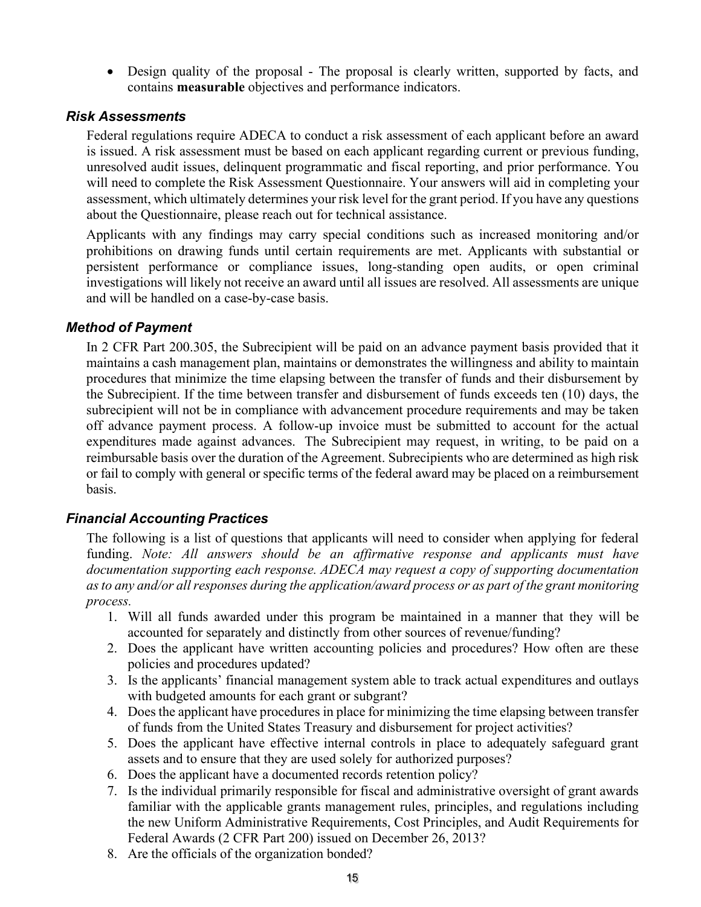- Design quality of the proposal - The proposal is clearly written, supported by facts, and contains **measurable** objectives and performance indicators.

### *Risk Assessments*

Federal regulations require ADECA to conduct a risk assessment of each applicant before an award is issued. A risk assessment must be based on each applicant regarding current or previous funding, unresolved audit issues, delinquent programmatic and fiscal reporting, and prior performance. You will need to complete the Risk Assessment Questionnaire. Your answers will aid in completing your assessment, which ultimately determines your risk level for the grant period. If you have any questions about the Questionnaire, please reach out for technical assistance.

Applicants with any findings may carry special conditions such as increased monitoring and/or prohibitions on drawing funds until certain requirements are met. Applicants with substantial or persistent performance or compliance issues, long-standing open audits, or open criminal investigations will likely not receive an award until all issues are resolved. All assessments are unique and will be handled on a case-by-case basis.

### *Method of Payment*

In 2 CFR Part 200.305, the Subrecipient will be paid on an advance payment basis provided that it maintains a cash management plan, maintains or demonstrates the willingness and ability to maintain procedures that minimize the time elapsing between the transfer of funds and their disbursement by the Subrecipient. If the time between transfer and disbursement of funds exceeds ten (10) days, the subrecipient will not be in compliance with advancement procedure requirements and may be taken off advance payment process. A follow-up invoice must be submitted to account for the actual expenditures made against advances. The Subrecipient may request, in writing, to be paid on a reimbursable basis over the duration of the Agreement. Subrecipients who are determined as high risk or fail to comply with general or specific terms of the federal award may be placed on a reimbursement basis.

### *Financial Accounting Practices*

The following is a list of questions that applicants will need to consider when applying for federal funding. *Note: All answers should be an affirmative response and applicants must have documentation supporting each response. ADECA may request a copy of supporting documentation as to any and/or all responses during the application/award process or as part of the grant monitoring process.*

1. Will all funds awarded under this program be maintained in a manner that they will be accounted for separately and distinctly from other sources of revenue/funding?
2. Does the applicant have written accounting policies and procedures? How often are these policies and procedures updated?
3. Is the applicants' financial management system able to track actual expenditures and outlays with budgeted amounts for each grant or subgrant?
4. Does the applicant have procedures in place for minimizing the time elapsing between transfer of funds from the United States Treasury and disbursement for project activities?
5. Does the applicant have effective internal controls in place to adequately safeguard grant assets and to ensure that they are used solely for authorized purposes?
6. Does the applicant have a documented records retention policy?
7. Is the individual primarily responsible for fiscal and administrative oversight of grant awards familiar with the applicable grants management rules, principles, and regulations including the new Uniform Administrative Requirements, Cost Principles, and Audit Requirements for Federal Awards (2 CFR Part 200) issued on December 26, 2013?
8. Are the officials of the organization bonded?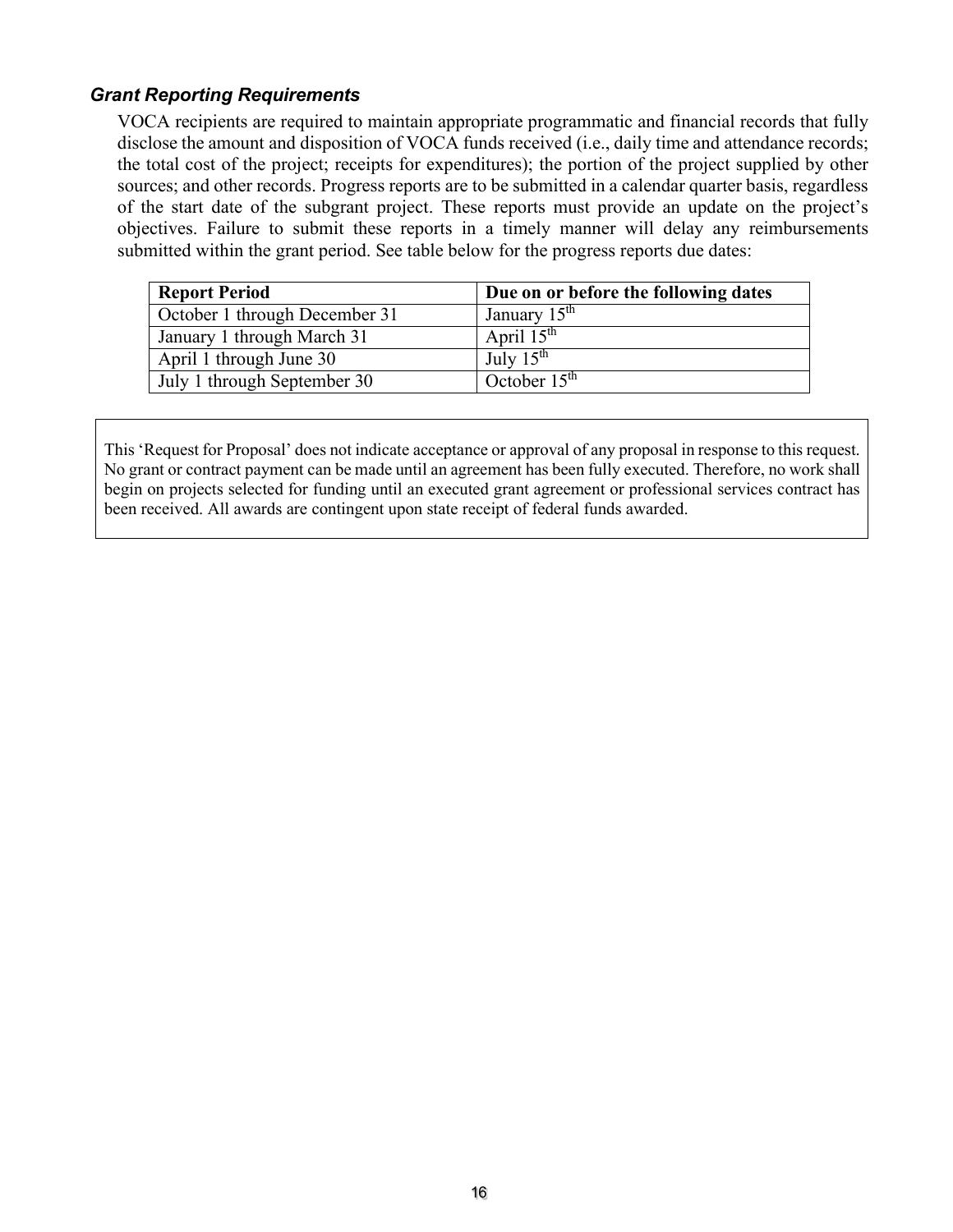### *Grant Reporting Requirements*

VOCA recipients are required to maintain appropriate programmatic and financial records that fully disclose the amount and disposition of VOCA funds received (i.e., daily time and attendance records; the total cost of the project; receipts for expenditures); the portion of the project supplied by other sources; and other records. Progress reports are to be submitted in a calendar quarter basis, regardless of the start date of the subgrant project. These reports must provide an update on the project's objectives. Failure to submit these reports in a timely manner will delay any reimbursements submitted within the grant period. See table below for the progress reports due dates:

| Report Period | Due on or before the following dates |
|---|---|
| October 1 through December 31 | January 15th |
| January 1 through March 31 | April 15th |
| April 1 through June 30 | July 15th |
| July 1 through September 30 | October 15th |

This 'Request for Proposal' does not indicate acceptance or approval of any proposal in response to this request. No grant or contract payment can be made until an agreement has been fully executed. Therefore, no work shall begin on projects selected for funding until an executed grant agreement or professional services contract has been received. All awards are contingent upon state receipt of federal funds awarded.